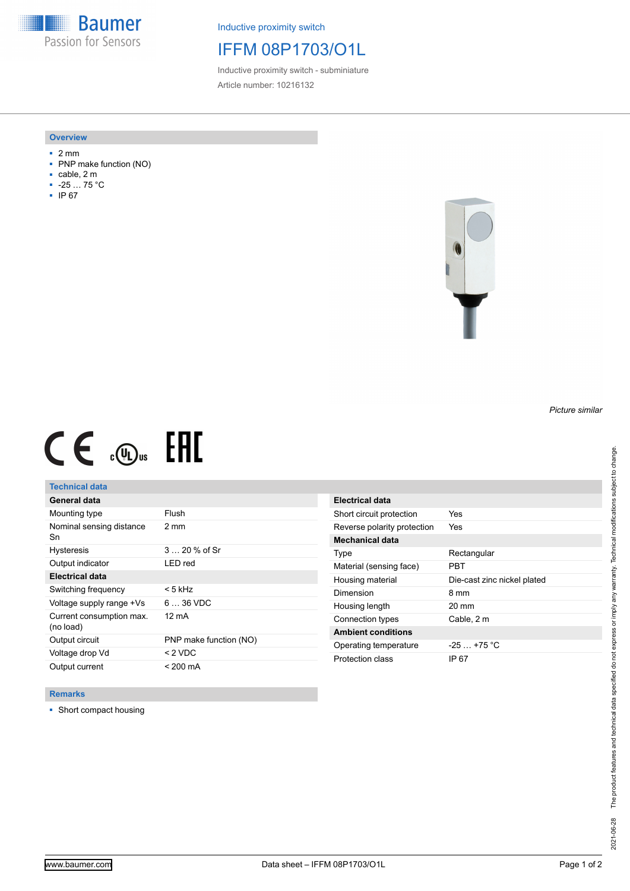Baumer
Passion for Sensors

Inductive proximity switch

# IFFM 08P1703/O1L

Inductive proximity switch - subminiature

Article number: 10216132

## Overview

- 2 mm
- PNP make function (NO)
- cable, 2 m
- -25 … 75 °C
- IP 67

*Picture similar*

## Technical data

| General data | |
|---|---|
| Mounting type | Flush |
| Nominal sensing distance Sn | 2 mm |
| Hysteresis | 3 … 20 % of Sr |
| Output indicator | LED red |
| **Electrical data** | |
| Switching frequency | < 5 kHz |
| Voltage supply range +Vs | 6 … 36 VDC |
| Current consumption max. (no load) | 12 mA |
| Output circuit | PNP make function (NO) |
| Voltage drop Vd | < 2 VDC |
| Output current | < 200 mA |

| Electrical data | |
|---|---|
| Short circuit protection | Yes |
| Reverse polarity protection | Yes |
| **Mechanical data** | |
| Type | Rectangular |
| Material (sensing face) | PBT |
| Housing material | Die-cast zinc nickel plated |
| Dimension | 8 mm |
| Housing length | 20 mm |
| Connection types | Cable, 2 m |
| **Ambient conditions** | |
| Operating temperature | -25 … +75 °C |
| Protection class | IP 67 |

## Remarks

- Short compact housing

The product features and technical data specified do not express or imply any warranty. Technical modifications subject to change.

2021-06-28

www.baumer.com

Data sheet – IFFM 08P1703/O1L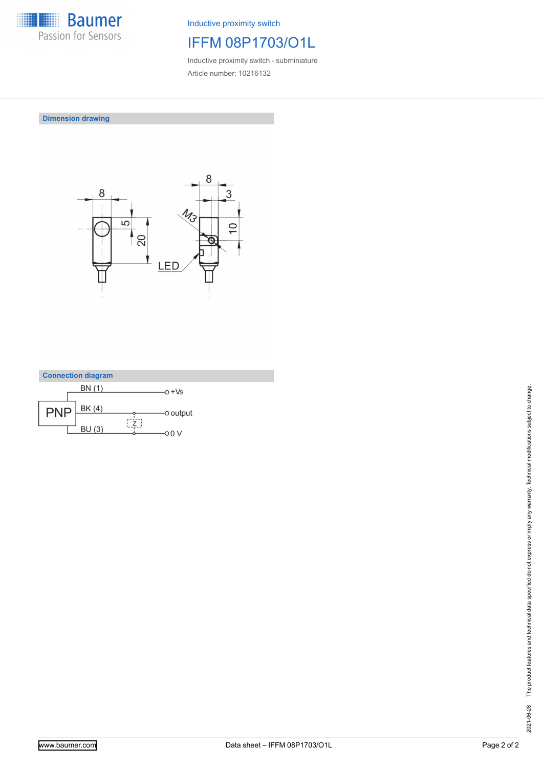Inductive proximity switch

# IFFM 08P1703/O1L

Inductive proximity switch - subminiature

Article number: 10216132

## Dimension drawing

8
5
20
8
3
M3
10
LED

## Connection diagram

PNP

BN (1) +Vs

BK (4) output

Z

BU (3) 0 V

2021-06-28 The product features and technical data specified do not express or imply any warranty. Technical modifications subject to change.